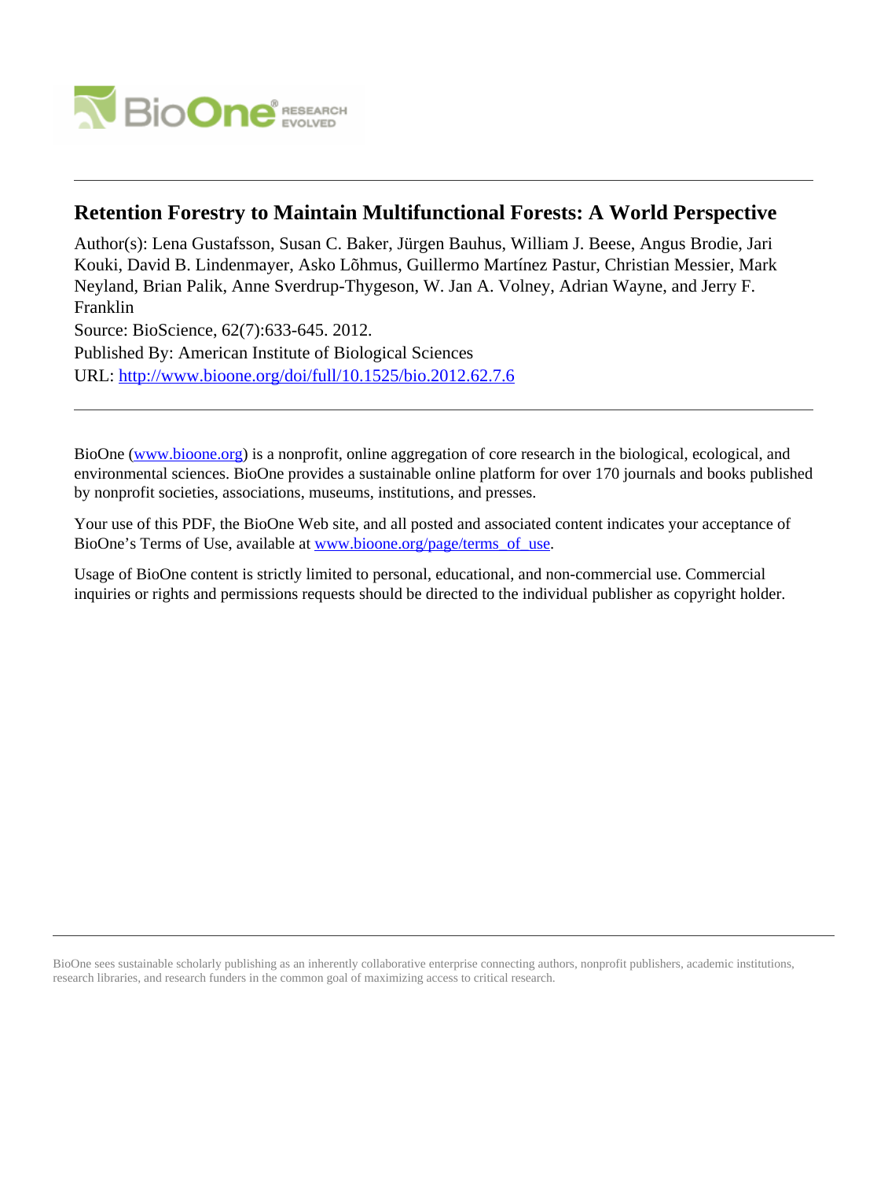# Retention Forestry to Maintain Multifunctional Forests: A World Perspective

Author(s): Lena Gustafsson, Susan C. Baker, Jürgen Bauhus, William J. Beese, Angus Brodie, Jari Kouki, David B. Lindenmayer, Asko Lõhmus, Guillermo Martínez Pastur, Christian Messier, Mark Neyland, Brian Palik, Anne Sverdrup-Thygeson, W. Jan A. Volney, Adrian Wayne, and Jerry F. Franklin

Source: BioScience, 62(7):633-645. 2012.

Published By: American Institute of Biological Sciences

URL: http://www.bioone.org/doi/full/10.1525/bio.2012.62.7.6

---

BioOne (www.bioone.org) is a nonprofit, online aggregation of core research in the biological, ecological, and environmental sciences. BioOne provides a sustainable online platform for over 170 journals and books published by nonprofit societies, associations, museums, institutions, and presses.

Your use of this PDF, the BioOne Web site, and all posted and associated content indicates your acceptance of BioOne's Terms of Use, available at www.bioone.org/page/terms_of_use.

Usage of BioOne content is strictly limited to personal, educational, and non-commercial use. Commercial inquiries or rights and permissions requests should be directed to the individual publisher as copyright holder.

---

BioOne sees sustainable scholarly publishing as an inherently collaborative enterprise connecting authors, nonprofit publishers, academic institutions, research libraries, and research funders in the common goal of maximizing access to critical research.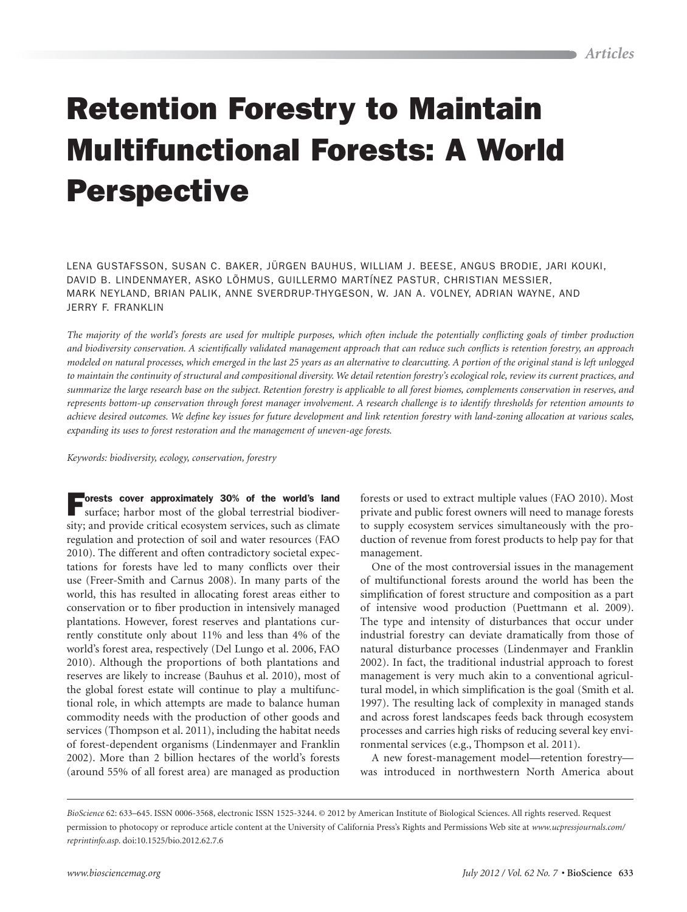# Retention Forestry to Maintain Multifunctional Forests: A World Perspective

LENA GUSTAFSSON, SUSAN C. BAKER, JÜRGEN BAUHUS, WILLIAM J. BEESE, ANGUS BRODIE, JARI KOUKI, DAVID B. LINDENMAYER, ASKO LÕHMUS, GUILLERMO MARTÍNEZ PASTUR, CHRISTIAN MESSIER, MARK NEYLAND, BRIAN PALIK, ANNE SVERDRUP-THYGESON, W. JAN A. VOLNEY, ADRIAN WAYNE, AND JERRY F. FRANKLIN

*The majority of the world's forests are used for multiple purposes, which often include the potentially conflicting goals of timber production and biodiversity conservation. A scientifically validated management approach that can reduce such conflicts is retention forestry, an approach modeled on natural processes, which emerged in the last 25 years as an alternative to clearcutting. A portion of the original stand is left unlogged to maintain the continuity of structural and compositional diversity. We detail retention forestry's ecological role, review its current practices, and summarize the large research base on the subject. Retention forestry is applicable to all forest biomes, complements conservation in reserves, and represents bottom-up conservation through forest manager involvement. A research challenge is to identify thresholds for retention amounts to achieve desired outcomes. We define key issues for future development and link retention forestry with land-zoning allocation at various scales, expanding its uses to forest restoration and the management of uneven-age forests.*

*Keywords: biodiversity, ecology, conservation, forestry*

**Forests cover approximately 30% of the world's land** surface; harbor most of the global terrestrial biodiversity; and provide critical ecosystem services, such as climate regulation and protection of soil and water resources (FAO 2010). The different and often contradictory societal expectations for forests have led to many conflicts over their use (Freer-Smith and Carnus 2008). In many parts of the world, this has resulted in allocating forest areas either to conservation or to fiber production in intensively managed plantations. However, forest reserves and plantations currently constitute only about 11% and less than 4% of the world's forest area, respectively (Del Lungo et al. 2006, FAO 2010). Although the proportions of both plantations and reserves are likely to increase (Bauhus et al. 2010), most of the global forest estate will continue to play a multifunctional role, in which attempts are made to balance human commodity needs with the production of other goods and services (Thompson et al. 2011), including the habitat needs of forest-dependent organisms (Lindenmayer and Franklin 2002). More than 2 billion hectares of the world's forests (around 55% of all forest area) are managed as production forests or used to extract multiple values (FAO 2010). Most private and public forest owners will need to manage forests to supply ecosystem services simultaneously with the production of revenue from forest products to help pay for that management.

One of the most controversial issues in the management of multifunctional forests around the world has been the simplification of forest structure and composition as a part of intensive wood production (Puettmann et al. 2009). The type and intensity of disturbances that occur under industrial forestry can deviate dramatically from those of natural disturbance processes (Lindenmayer and Franklin 2002). In fact, the traditional industrial approach to forest management is very much akin to a conventional agricultural model, in which simplification is the goal (Smith et al. 1997). The resulting lack of complexity in managed stands and across forest landscapes feeds back through ecosystem processes and carries high risks of reducing several key environmental services (e.g., Thompson et al. 2011).

A new forest-management model—retention forestry—was introduced in northwestern North America about

*BioScience* 62: 633–645. ISSN 0006-3568, electronic ISSN 1525-3244. © 2012 by American Institute of Biological Sciences. All rights reserved. Request permission to photocopy or reproduce article content at the University of California Press's Rights and Permissions Web site at *www.ucpressjournals.com/reprintinfo.asp*. doi:10.1525/bio.2012.62.7.6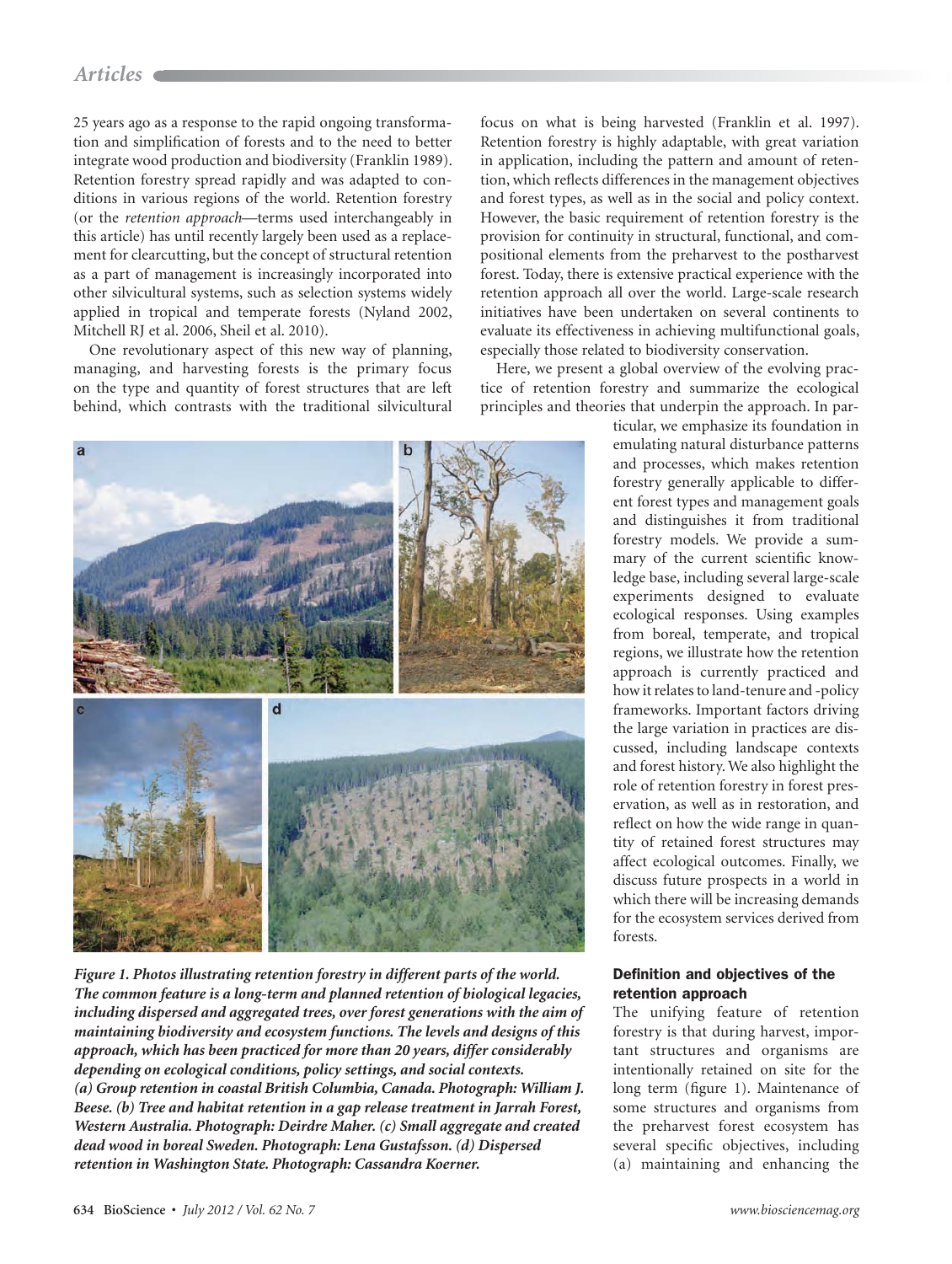25 years ago as a response to the rapid ongoing transformation and simplification of forests and to the need to better integrate wood production and biodiversity (Franklin 1989). Retention forestry spread rapidly and was adapted to conditions in various regions of the world. Retention forestry (or the *retention approach*—terms used interchangeably in this article) has until recently largely been used as a replacement for clearcutting, but the concept of structural retention as a part of management is increasingly incorporated into other silvicultural systems, such as selection systems widely applied in tropical and temperate forests (Nyland 2002, Mitchell RJ et al. 2006, Sheil et al. 2010).

One revolutionary aspect of this new way of planning, managing, and harvesting forests is the primary focus on the type and quantity of forest structures that are left behind, which contrasts with the traditional silvicultural focus on what is being harvested (Franklin et al. 1997). Retention forestry is highly adaptable, with great variation in application, including the pattern and amount of retention, which reflects differences in the management objectives and forest types, as well as in the social and policy context. However, the basic requirement of retention forestry is the provision for continuity in structural, functional, and compositional elements from the preharvest to the postharvest forest. Today, there is extensive practical experience with the retention approach all over the world. Large-scale research initiatives have been undertaken on several continents to evaluate its effectiveness in achieving multifunctional goals, especially those related to biodiversity conservation.

Here, we present a global overview of the evolving practice of retention forestry and summarize the ecological principles and theories that underpin the approach. In particular, we emphasize its foundation in emulating natural disturbance patterns and processes, which makes retention forestry generally applicable to different forest types and management goals and distinguishes it from traditional forestry models. We provide a summary of the current scientific knowledge base, including several large-scale experiments designed to evaluate ecological responses. Using examples from boreal, temperate, and tropical regions, we illustrate how the retention approach is currently practiced and how it relates to land-tenure and -policy frameworks. Important factors driving the large variation in practices are discussed, including landscape contexts and forest history. We also highlight the role of retention forestry in forest preservation, as well as in restoration, and reflect on how the wide range in quantity of retained forest structures may affect ecological outcomes. Finally, we discuss future prospects in a world in which there will be increasing demands for the ecosystem services derived from forests.

***Figure 1. Photos illustrating retention forestry in different parts of the world. The common feature is a long-term and planned retention of biological legacies, including dispersed and aggregated trees, over forest generations with the aim of maintaining biodiversity and ecosystem functions. The levels and designs of this approach, which has been practiced for more than 20 years, differ considerably depending on ecological conditions, policy settings, and social contexts. (a) Group retention in coastal British Columbia, Canada. Photograph: William J. Beese. (b) Tree and habitat retention in a gap release treatment in Jarrah Forest, Western Australia. Photograph: Deirdre Maher. (c) Small aggregate and created dead wood in boreal Sweden. Photograph: Lena Gustafsson. (d) Dispersed retention in Washington State. Photograph: Cassandra Koerner.***

## Definition and objectives of the retention approach

The unifying feature of retention forestry is that during harvest, important structures and organisms are intentionally retained on site for the long term (figure 1). Maintenance of some structures and organisms from the preharvest forest ecosystem has several specific objectives, including (a) maintaining and enhancing the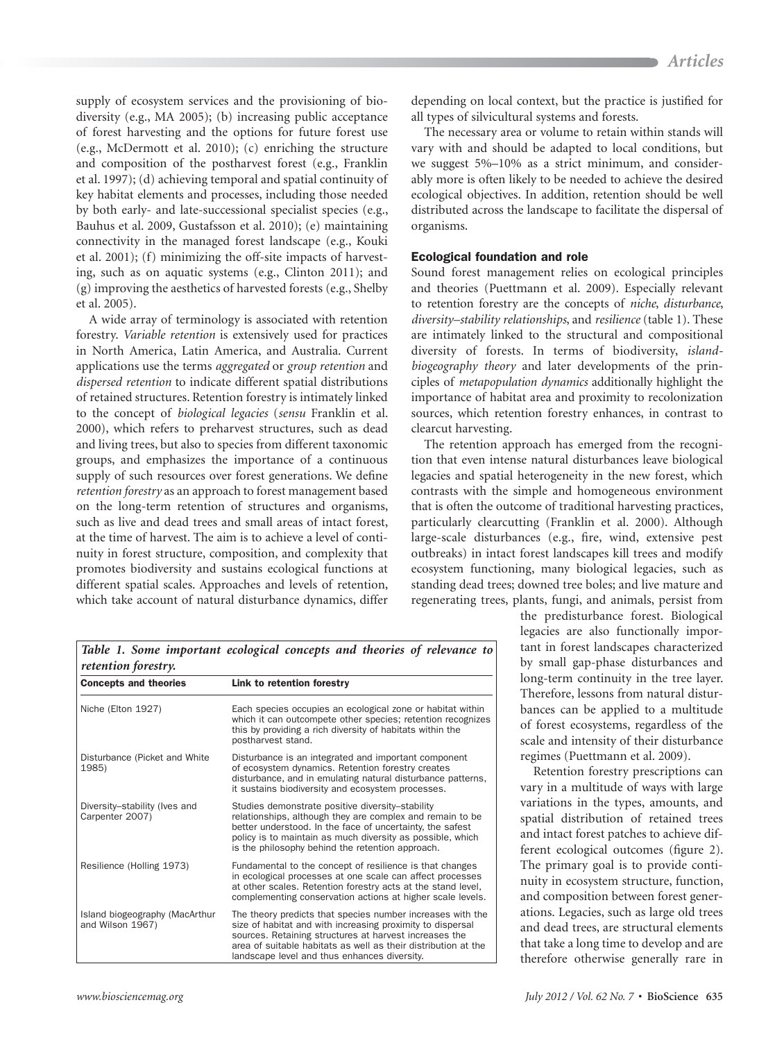supply of ecosystem services and the provisioning of biodiversity (e.g., MA 2005); (b) increasing public acceptance of forest harvesting and the options for future forest use (e.g., McDermott et al. 2010); (c) enriching the structure and composition of the postharvest forest (e.g., Franklin et al. 1997); (d) achieving temporal and spatial continuity of key habitat elements and processes, including those needed by both early- and late-successional specialist species (e.g., Bauhus et al. 2009, Gustafsson et al. 2010); (e) maintaining connectivity in the managed forest landscape (e.g., Kouki et al. 2001); (f) minimizing the off-site impacts of harvesting, such as on aquatic systems (e.g., Clinton 2011); and (g) improving the aesthetics of harvested forests (e.g., Shelby et al. 2005).

A wide array of terminology is associated with retention forestry. *Variable retention* is extensively used for practices in North America, Latin America, and Australia. Current applications use the terms *aggregated* or *group retention* and *dispersed retention* to indicate different spatial distributions of retained structures. Retention forestry is intimately linked to the concept of *biological legacies* (*sensu* Franklin et al. 2000), which refers to preharvest structures, such as dead and living trees, but also to species from different taxonomic groups, and emphasizes the importance of a continuous supply of such resources over forest generations. We define *retention forestry* as an approach to forest management based on the long-term retention of structures and organisms, such as live and dead trees and small areas of intact forest, at the time of harvest. The aim is to achieve a level of continuity in forest structure, composition, and complexity that promotes biodiversity and sustains ecological functions at different spatial scales. Approaches and levels of retention, which take account of natural disturbance dynamics, differ depending on local context, but the practice is justified for all types of silvicultural systems and forests.

The necessary area or volume to retain within stands will vary with and should be adapted to local conditions, but we suggest 5%–10% as a strict minimum, and considerably more is often likely to be needed to achieve the desired ecological objectives. In addition, retention should be well distributed across the landscape to facilitate the dispersal of organisms.

## Ecological foundation and role

Sound forest management relies on ecological principles and theories (Puettmann et al. 2009). Especially relevant to retention forestry are the concepts of *niche*, *disturbance*, *diversity–stability relationships*, and *resilience* (table 1). These are intimately linked to the structural and compositional diversity of forests. In terms of biodiversity, *island-biogeography theory* and later developments of the principles of *metapopulation dynamics* additionally highlight the importance of habitat area and proximity to recolonization sources, which retention forestry enhances, in contrast to clearcut harvesting.

The retention approach has emerged from the recognition that even intense natural disturbances leave biological legacies and spatial heterogeneity in the new forest, which contrasts with the simple and homogeneous environment that is often the outcome of traditional harvesting practices, particularly clearcutting (Franklin et al. 2000). Although large-scale disturbances (e.g., fire, wind, extensive pest outbreaks) in intact forest landscapes kill trees and modify ecosystem functioning, many biological legacies, such as standing dead trees; downed tree boles; and live mature and regenerating trees, plants, fungi, and animals, persist from the predisturbance forest. Biological legacies are also functionally important in forest landscapes characterized by small gap-phase disturbances and long-term continuity in the tree layer. Therefore, lessons from natural disturbances can be applied to a multitude of forest ecosystems, regardless of the scale and intensity of their disturbance regimes (Puettmann et al. 2009).

Retention forestry prescriptions can vary in a multitude of ways with large variations in the types, amounts, and spatial distribution of retained trees and intact forest patches to achieve different ecological outcomes (figure 2). The primary goal is to provide continuity in ecosystem structure, function, and composition between forest generations. Legacies, such as large old trees and dead trees, are structural elements that take a long time to develop and are therefore otherwise generally rare in

*Table 1. Some important ecological concepts and theories of relevance to retention forestry.*

| Concepts and theories | Link to retention forestry |
|---|---|
| Niche (Elton 1927) | Each species occupies an ecological zone or habitat within which it can outcompete other species; retention recognizes this by providing a rich diversity of habitats within the postharvest stand. |
| Disturbance (Picket and White 1985) | Disturbance is an integrated and important component of ecosystem dynamics. Retention forestry creates disturbance, and in emulating natural disturbance patterns, it sustains biodiversity and ecosystem processes. |
| Diversity–stability (Ives and Carpenter 2007) | Studies demonstrate positive diversity–stability relationships, although they are complex and remain to be better understood. In the face of uncertainty, the safest policy is to maintain as much diversity as possible, which is the philosophy behind the retention approach. |
| Resilience (Holling 1973) | Fundamental to the concept of resilience is that changes in ecological processes at one scale can affect processes at other scales. Retention forestry acts at the stand level, complementing conservation actions at higher scale levels. |
| Island biogeography (MacArthur and Wilson 1967) | The theory predicts that species number increases with the size of habitat and with increasing proximity to dispersal sources. Retaining structures at harvest increases the area of suitable habitats as well as their distribution at the landscape level and thus enhances diversity. |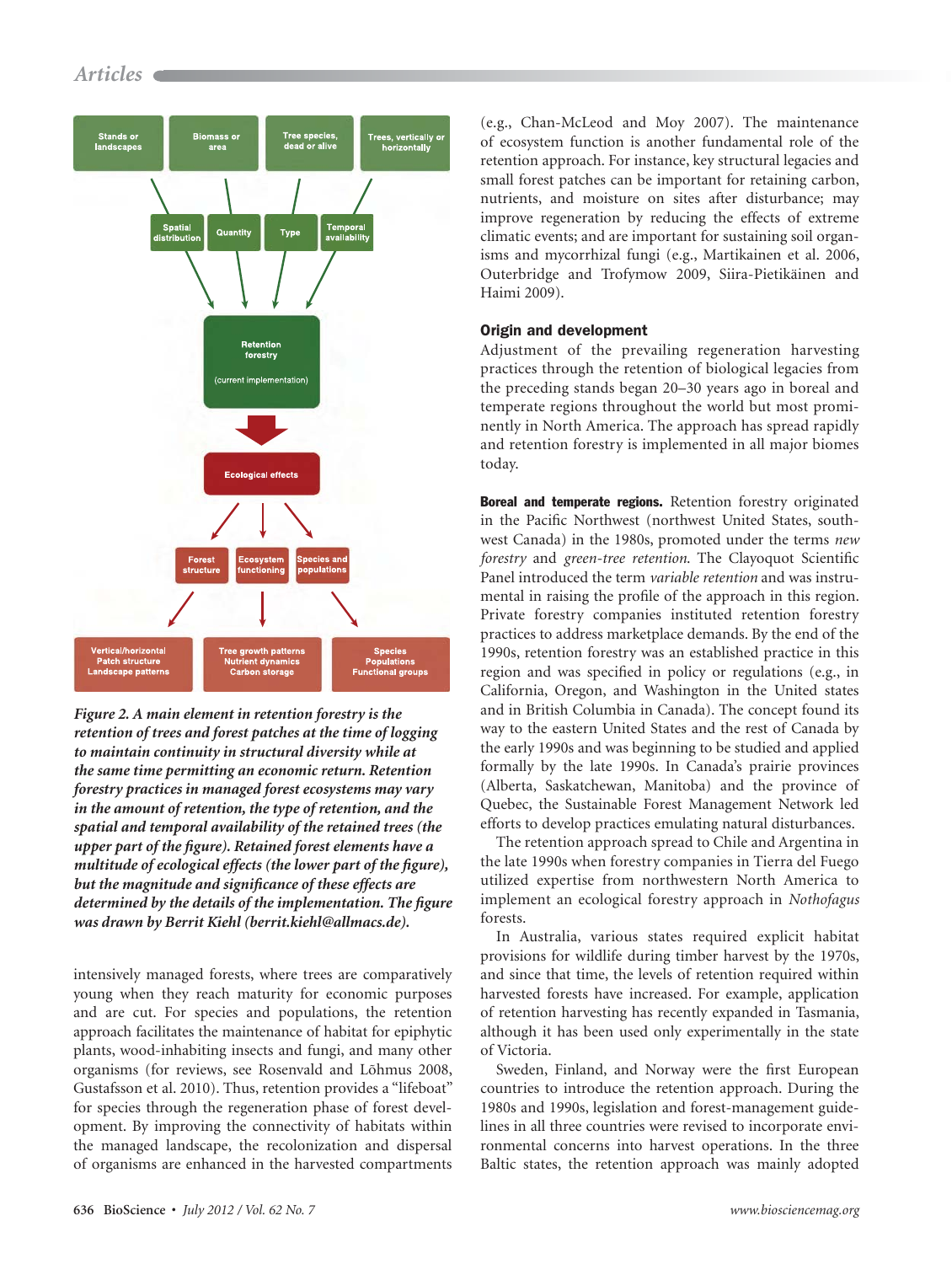Stands or landscapes

Biomass or area

Tree species, dead or alive

Trees, vertically or horizontally

Spatial distribution

Quantity

Type

Temporal availability

Retention forestry

(current implementation)

Ecological effects

Forest structure

Ecosystem functioning

Species and populations

Vertical/horizontal
Patch structure
Landscape patterns

Tree growth patterns
Nutrient dynamics
Carbon storage

Species
Populations
Functional groups

***Figure 2. A main element in retention forestry is the retention of trees and forest patches at the time of logging to maintain continuity in structural diversity while at the same time permitting an economic return. Retention forestry practices in managed forest ecosystems may vary in the amount of retention, the type of retention, and the spatial and temporal availability of the retained trees (the upper part of the figure). Retained forest elements have a multitude of ecological effects (the lower part of the figure), but the magnitude and significance of these effects are determined by the details of the implementation. The figure was drawn by Berrit Kiehl (berrit.kiehl@allmacs.de).***

intensively managed forests, where trees are comparatively young when they reach maturity for economic purposes and are cut. For species and populations, the retention approach facilitates the maintenance of habitat for epiphytic plants, wood-inhabiting insects and fungi, and many other organisms (for reviews, see Rosenvald and Lõhmus 2008, Gustafsson et al. 2010). Thus, retention provides a "lifeboat" for species through the regeneration phase of forest development. By improving the connectivity of habitats within the managed landscape, the recolonization and dispersal of organisms are enhanced in the harvested compartments (e.g., Chan-McLeod and Moy 2007). The maintenance of ecosystem function is another fundamental role of the retention approach. For instance, key structural legacies and small forest patches can be important for retaining carbon, nutrients, and moisture on sites after disturbance; may improve regeneration by reducing the effects of extreme climatic events; and are important for sustaining soil organisms and mycorrhizal fungi (e.g., Martikainen et al. 2006, Outerbridge and Trofymow 2009, Siira-Pietikäinen and Haimi 2009).

## Origin and development

Adjustment of the prevailing regeneration harvesting practices through the retention of biological legacies from the preceding stands began 20–30 years ago in boreal and temperate regions throughout the world but most prominently in North America. The approach has spread rapidly and retention forestry is implemented in all major biomes today.

**Boreal and temperate regions.** Retention forestry originated in the Pacific Northwest (northwest United States, southwest Canada) in the 1980s, promoted under the terms *new forestry* and *green-tree retention*. The Clayoquot Scientific Panel introduced the term *variable retention* and was instrumental in raising the profile of the approach in this region. Private forestry companies instituted retention forestry practices to address marketplace demands. By the end of the 1990s, retention forestry was an established practice in this region and was specified in policy or regulations (e.g., in California, Oregon, and Washington in the United states and in British Columbia in Canada). The concept found its way to the eastern United States and the rest of Canada by the early 1990s and was beginning to be studied and applied formally by the late 1990s. In Canada's prairie provinces (Alberta, Saskatchewan, Manitoba) and the province of Quebec, the Sustainable Forest Management Network led efforts to develop practices emulating natural disturbances.

The retention approach spread to Chile and Argentina in the late 1990s when forestry companies in Tierra del Fuego utilized expertise from northwestern North America to implement an ecological forestry approach in *Nothofagus* forests.

In Australia, various states required explicit habitat provisions for wildlife during timber harvest by the 1970s, and since that time, the levels of retention required within harvested forests have increased. For example, application of retention harvesting has recently expanded in Tasmania, although it has been used only experimentally in the state of Victoria.

Sweden, Finland, and Norway were the first European countries to introduce the retention approach. During the 1980s and 1990s, legislation and forest-management guidelines in all three countries were revised to incorporate environmental concerns into harvest operations. In the three Baltic states, the retention approach was mainly adopted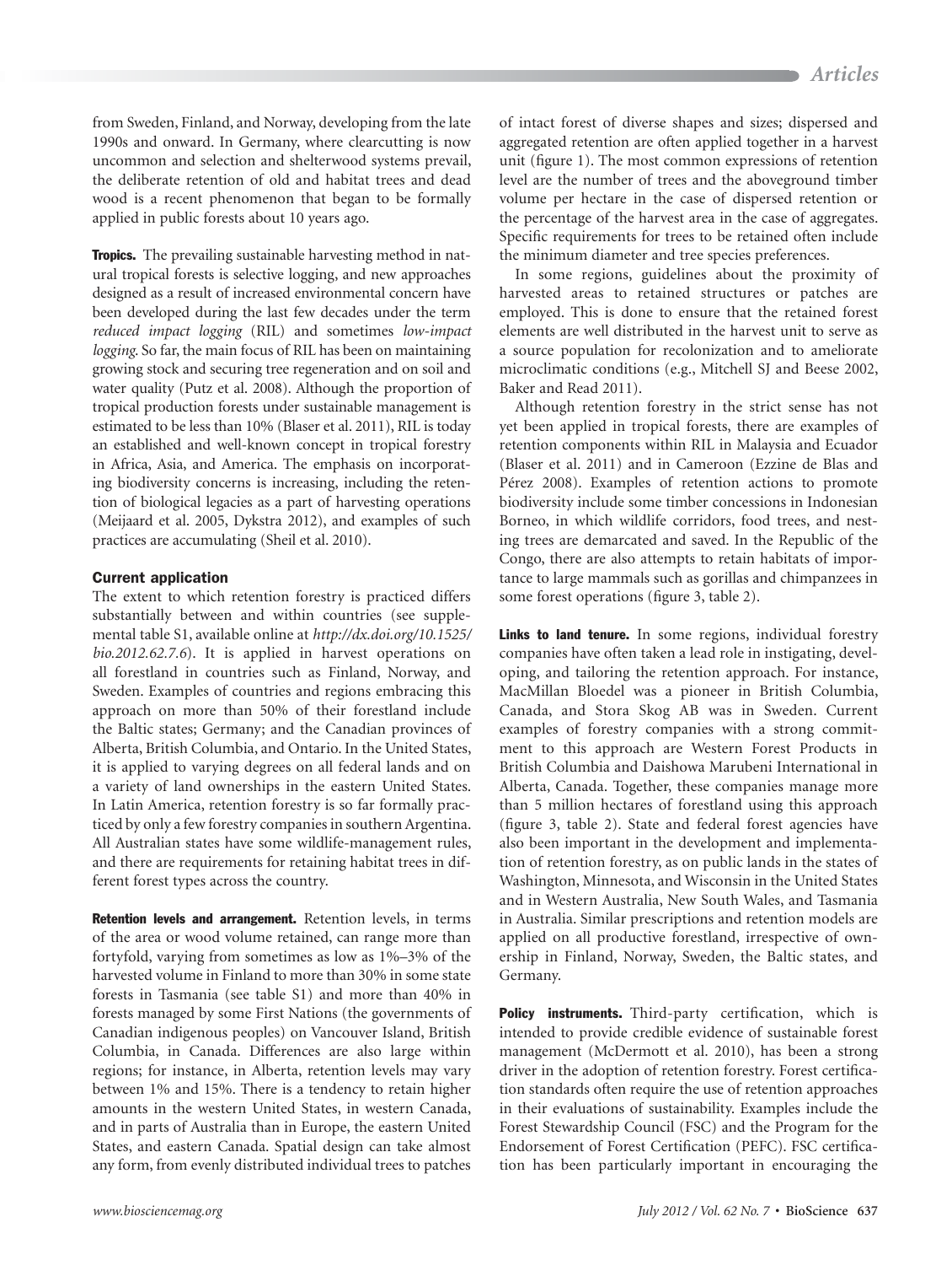from Sweden, Finland, and Norway, developing from the late 1990s and onward. In Germany, where clearcutting is now uncommon and selection and shelterwood systems prevail, the deliberate retention of old and habitat trees and dead wood is a recent phenomenon that began to be formally applied in public forests about 10 years ago.

**Tropics.** The prevailing sustainable harvesting method in natural tropical forests is selective logging, and new approaches designed as a result of increased environmental concern have been developed during the last few decades under the term *reduced impact logging* (RIL) and sometimes *low-impact logging*. So far, the main focus of RIL has been on maintaining growing stock and securing tree regeneration and on soil and water quality (Putz et al. 2008). Although the proportion of tropical production forests under sustainable management is estimated to be less than 10% (Blaser et al. 2011), RIL is today an established and well-known concept in tropical forestry in Africa, Asia, and America. The emphasis on incorporating biodiversity concerns is increasing, including the retention of biological legacies as a part of harvesting operations (Meijaard et al. 2005, Dykstra 2012), and examples of such practices are accumulating (Sheil et al. 2010).

## Current application

The extent to which retention forestry is practiced differs substantially between and within countries (see supplemental table S1, available online at *http://dx.doi.org/10.1525/bio.2012.62.7.6*). It is applied in harvest operations on all forestland in countries such as Finland, Norway, and Sweden. Examples of countries and regions embracing this approach on more than 50% of their forestland include the Baltic states; Germany; and the Canadian provinces of Alberta, British Columbia, and Ontario. In the United States, it is applied to varying degrees on all federal lands and on a variety of land ownerships in the eastern United States. In Latin America, retention forestry is so far formally practiced by only a few forestry companies in southern Argentina. All Australian states have some wildlife-management rules, and there are requirements for retaining habitat trees in different forest types across the country.

**Retention levels and arrangement.** Retention levels, in terms of the area or wood volume retained, can range more than fortyfold, varying from sometimes as low as 1%–3% of the harvested volume in Finland to more than 30% in some state forests in Tasmania (see table S1) and more than 40% in forests managed by some First Nations (the governments of Canadian indigenous peoples) on Vancouver Island, British Columbia, in Canada. Differences are also large within regions; for instance, in Alberta, retention levels may vary between 1% and 15%. There is a tendency to retain higher amounts in the western United States, in western Canada, and in parts of Australia than in Europe, the eastern United States, and eastern Canada. Spatial design can take almost any form, from evenly distributed individual trees to patches of intact forest of diverse shapes and sizes; dispersed and aggregated retention are often applied together in a harvest unit (figure 1). The most common expressions of retention level are the number of trees and the aboveground timber volume per hectare in the case of dispersed retention or the percentage of the harvest area in the case of aggregates. Specific requirements for trees to be retained often include the minimum diameter and tree species preferences.

In some regions, guidelines about the proximity of harvested areas to retained structures or patches are employed. This is done to ensure that the retained forest elements are well distributed in the harvest unit to serve as a source population for recolonization and to ameliorate microclimatic conditions (e.g., Mitchell SJ and Beese 2002, Baker and Read 2011).

Although retention forestry in the strict sense has not yet been applied in tropical forests, there are examples of retention components within RIL in Malaysia and Ecuador (Blaser et al. 2011) and in Cameroon (Ezzine de Blas and Pérez 2008). Examples of retention actions to promote biodiversity include some timber concessions in Indonesian Borneo, in which wildlife corridors, food trees, and nesting trees are demarcated and saved. In the Republic of the Congo, there are also attempts to retain habitats of importance to large mammals such as gorillas and chimpanzees in some forest operations (figure 3, table 2).

**Links to land tenure.** In some regions, individual forestry companies have often taken a lead role in instigating, developing, and tailoring the retention approach. For instance, MacMillan Bloedel was a pioneer in British Columbia, Canada, and Stora Skog AB was in Sweden. Current examples of forestry companies with a strong commitment to this approach are Western Forest Products in British Columbia and Daishowa Marubeni International in Alberta, Canada. Together, these companies manage more than 5 million hectares of forestland using this approach (figure 3, table 2). State and federal forest agencies have also been important in the development and implementation of retention forestry, as on public lands in the states of Washington, Minnesota, and Wisconsin in the United States and in Western Australia, New South Wales, and Tasmania in Australia. Similar prescriptions and retention models are applied on all productive forestland, irrespective of ownership in Finland, Norway, Sweden, the Baltic states, and Germany.

**Policy instruments.** Third-party certification, which is intended to provide credible evidence of sustainable forest management (McDermott et al. 2010), has been a strong driver in the adoption of retention forestry. Forest certification standards often require the use of retention approaches in their evaluations of sustainability. Examples include the Forest Stewardship Council (FSC) and the Program for the Endorsement of Forest Certification (PEFC). FSC certification has been particularly important in encouraging the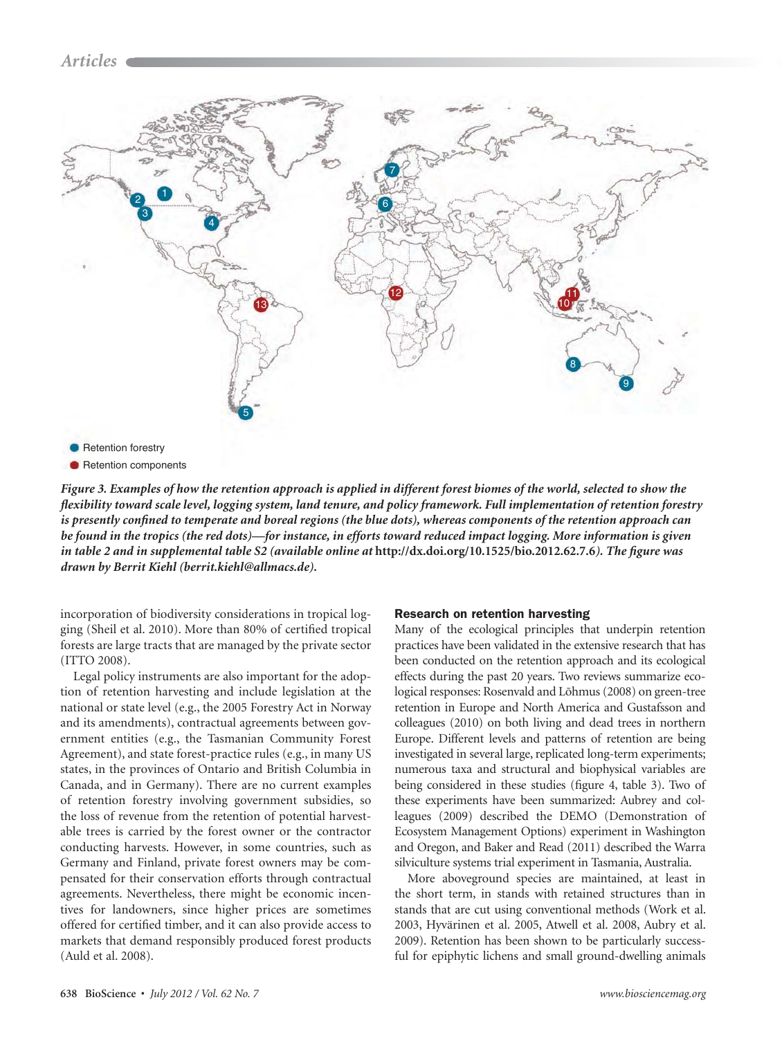Retention forestry

Retention components

*Figure 3. Examples of how the retention approach is applied in different forest biomes of the world, selected to show the flexibility toward scale level, logging system, land tenure, and policy framework. Full implementation of retention forestry is presently confined to temperate and boreal regions (the blue dots), whereas components of the retention approach can be found in the tropics (the red dots)—for instance, in efforts toward reduced impact logging. More information is given in table 2 and in supplemental table S2 (available online at* **http://dx.doi.org/10.1525/bio.2012.62.7.6***). The figure was drawn by Berrit Kiehl (berrit.kiehl@allmacs.de).*

incorporation of biodiversity considerations in tropical logging (Sheil et al. 2010). More than 80% of certified tropical forests are large tracts that are managed by the private sector (ITTO 2008).

Legal policy instruments are also important for the adoption of retention harvesting and include legislation at the national or state level (e.g., the 2005 Forestry Act in Norway and its amendments), contractual agreements between government entities (e.g., the Tasmanian Community Forest Agreement), and state forest-practice rules (e.g., in many US states, in the provinces of Ontario and British Columbia in Canada, and in Germany). There are no current examples of retention forestry involving government subsidies, so the loss of revenue from the retention of potential harvestable trees is carried by the forest owner or the contractor conducting harvests. However, in some countries, such as Germany and Finland, private forest owners may be compensated for their conservation efforts through contractual agreements. Nevertheless, there might be economic incentives for landowners, since higher prices are sometimes offered for certified timber, and it can also provide access to markets that demand responsibly produced forest products (Auld et al. 2008).

### Research on retention harvesting

Many of the ecological principles that underpin retention practices have been validated in the extensive research that has been conducted on the retention approach and its ecological effects during the past 20 years. Two reviews summarize ecological responses: Rosenvald and Lõhmus (2008) on green-tree retention in Europe and North America and Gustafsson and colleagues (2010) on both living and dead trees in northern Europe. Different levels and patterns of retention are being investigated in several large, replicated long-term experiments; numerous taxa and structural and biophysical variables are being considered in these studies (figure 4, table 3). Two of these experiments have been summarized: Aubrey and colleagues (2009) described the DEMO (Demonstration of Ecosystem Management Options) experiment in Washington and Oregon, and Baker and Read (2011) described the Warra silviculture systems trial experiment in Tasmania, Australia.

More aboveground species are maintained, at least in the short term, in stands with retained structures than in stands that are cut using conventional methods (Work et al. 2003, Hyvärinen et al. 2005, Atwell et al. 2008, Aubry et al. 2009). Retention has been shown to be particularly successful for epiphytic lichens and small ground-dwelling animals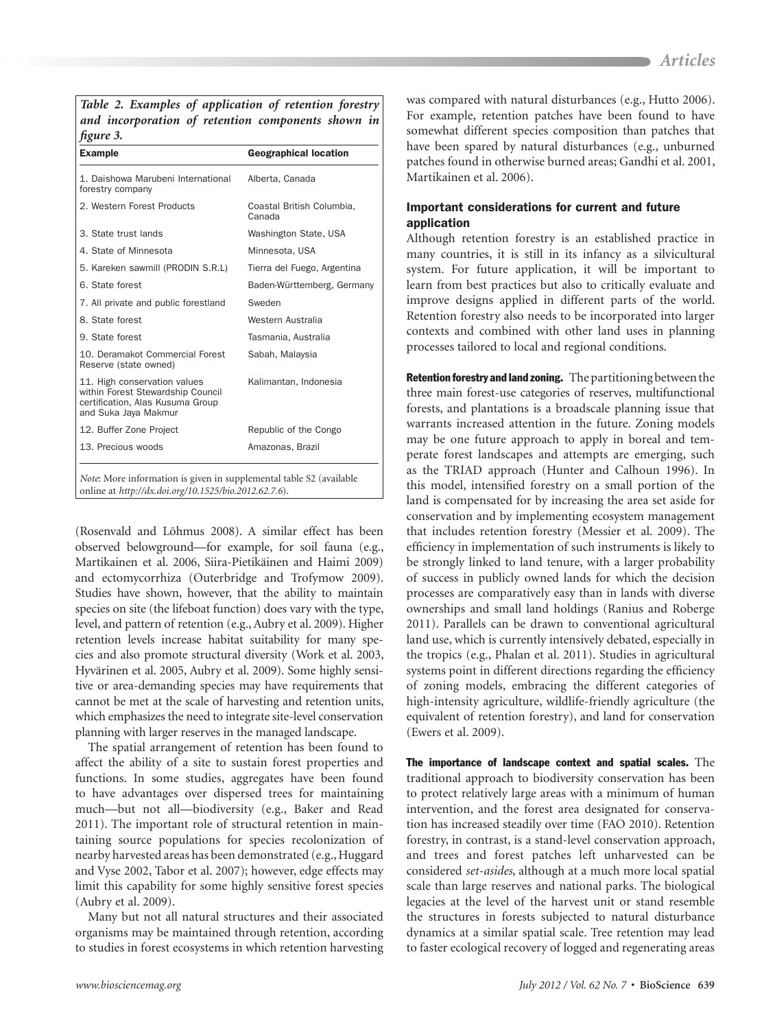*Table 2. Examples of application of retention forestry and incorporation of retention components shown in figure 3.*

| Example | Geographical location |
| --- | --- |
| 1. Daishowa Marubeni International forestry company | Alberta, Canada |
| 2. Western Forest Products | Coastal British Columbia, Canada |
| 3. State trust lands | Washington State, USA |
| 4. State of Minnesota | Minnesota, USA |
| 5. Kareken sawmill (PRODIN S.R.L) | Tierra del Fuego, Argentina |
| 6. State forest | Baden-Württemberg, Germany |
| 7. All private and public forestland | Sweden |
| 8. State forest | Western Australia |
| 9. State forest | Tasmania, Australia |
| 10. Deramakot Commercial Forest Reserve (state owned) | Sabah, Malaysia |
| 11. High conservation values within Forest Stewardship Council certification, Alas Kusuma Group and Suka Jaya Makmur | Kalimantan, Indonesia |
| 12. Buffer Zone Project | Republic of the Congo |
| 13. Precious woods | Amazonas, Brazil |

*Note*: More information is given in supplemental table S2 (available online at *http://dx.doi.org/10.1525/bio.2012.62.7.6*).

(Rosenvald and Lõhmus 2008). A similar effect has been observed belowground—for example, for soil fauna (e.g., Martikainen et al. 2006, Siira-Pietikäinen and Haimi 2009) and ectomycorrhiza (Outerbridge and Trofymow 2009). Studies have shown, however, that the ability to maintain species on site (the lifeboat function) does vary with the type, level, and pattern of retention (e.g., Aubry et al. 2009). Higher retention levels increase habitat suitability for many species and also promote structural diversity (Work et al. 2003, Hyvärinen et al. 2005, Aubry et al. 2009). Some highly sensitive or area-demanding species may have requirements that cannot be met at the scale of harvesting and retention units, which emphasizes the need to integrate site-level conservation planning with larger reserves in the managed landscape.

The spatial arrangement of retention has been found to affect the ability of a site to sustain forest properties and functions. In some studies, aggregates have been found to have advantages over dispersed trees for maintaining much—but not all—biodiversity (e.g., Baker and Read 2011). The important role of structural retention in maintaining source populations for species recolonization of nearby harvested areas has been demonstrated (e.g., Huggard and Vyse 2002, Tabor et al. 2007); however, edge effects may limit this capability for some highly sensitive forest species (Aubry et al. 2009).

Many but not all natural structures and their associated organisms may be maintained through retention, according to studies in forest ecosystems in which retention harvesting was compared with natural disturbances (e.g., Hutto 2006). For example, retention patches have been found to have somewhat different species composition than patches that have been spared by natural disturbances (e.g., unburned patches found in otherwise burned areas; Gandhi et al. 2001, Martikainen et al. 2006).

## Important considerations for current and future application

Although retention forestry is an established practice in many countries, it is still in its infancy as a silvicultural system. For future application, it will be important to learn from best practices but also to critically evaluate and improve designs applied in different parts of the world. Retention forestry also needs to be incorporated into larger contexts and combined with other land uses in planning processes tailored to local and regional conditions.

**Retention forestry and land zoning.** The partitioning between the three main forest-use categories of reserves, multifunctional forests, and plantations is a broadscale planning issue that warrants increased attention in the future. Zoning models may be one future approach to apply in boreal and temperate forest landscapes and attempts are emerging, such as the TRIAD approach (Hunter and Calhoun 1996). In this model, intensified forestry on a small portion of the land is compensated for by increasing the area set aside for conservation and by implementing ecosystem management that includes retention forestry (Messier et al. 2009). The efficiency in implementation of such instruments is likely to be strongly linked to land tenure, with a larger probability of success in publicly owned lands for which the decision processes are comparatively easy than in lands with diverse ownerships and small land holdings (Ranius and Roberge 2011). Parallels can be drawn to conventional agricultural land use, which is currently intensively debated, especially in the tropics (e.g., Phalan et al. 2011). Studies in agricultural systems point in different directions regarding the efficiency of zoning models, embracing the different categories of high-intensity agriculture, wildlife-friendly agriculture (the equivalent of retention forestry), and land for conservation (Ewers et al. 2009).

**The importance of landscape context and spatial scales.** The traditional approach to biodiversity conservation has been to protect relatively large areas with a minimum of human intervention, and the forest area designated for conservation has increased steadily over time (FAO 2010). Retention forestry, in contrast, is a stand-level conservation approach, and trees and forest patches left unharvested can be considered *set-asides*, although at a much more local spatial scale than large reserves and national parks. The biological legacies at the level of the harvest unit or stand resemble the structures in forests subjected to natural disturbance dynamics at a similar spatial scale. Tree retention may lead to faster ecological recovery of logged and regenerating areas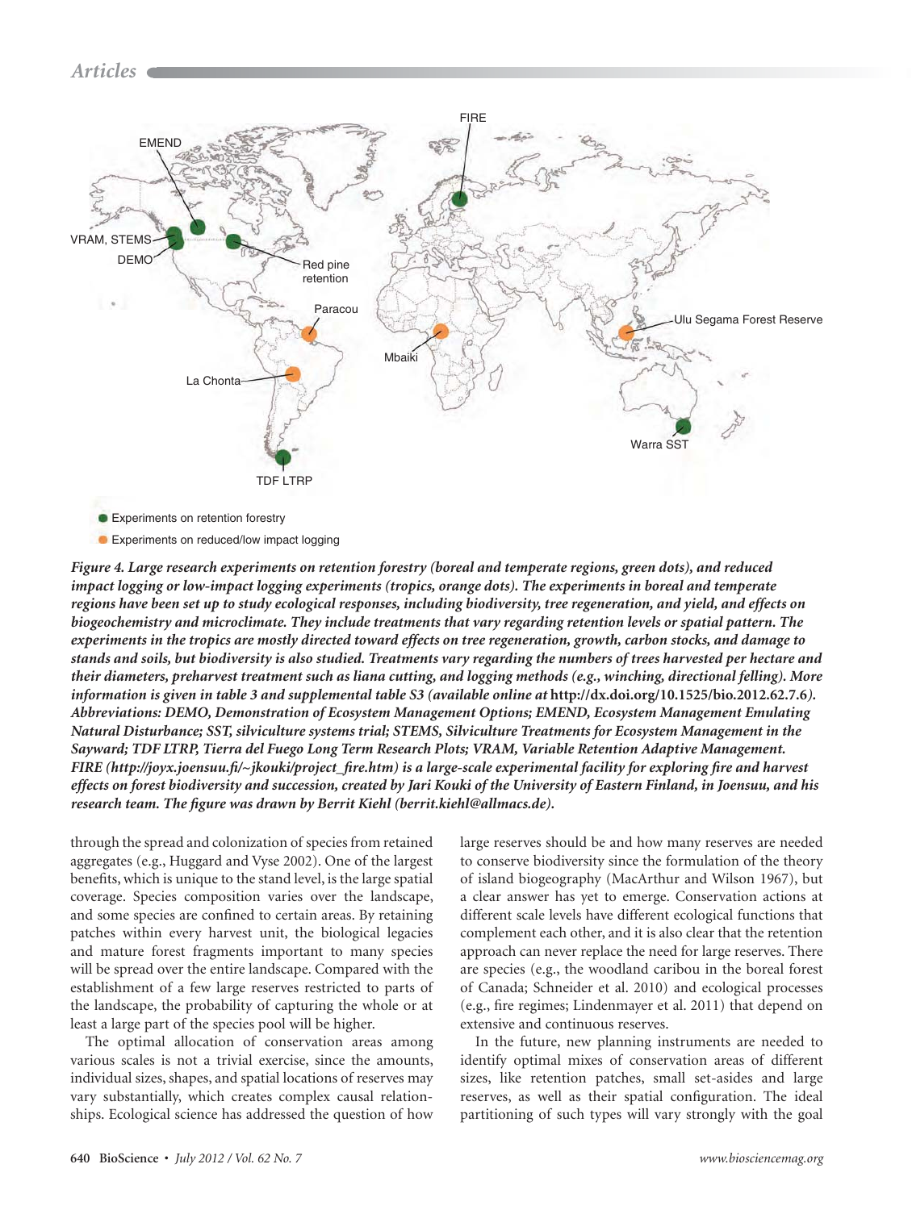*Figure 4. Large research experiments on retention forestry (boreal and temperate regions, green dots), and reduced impact logging or low-impact logging experiments (tropics, orange dots). The experiments in boreal and temperate regions have been set up to study ecological responses, including biodiversity, tree regeneration, and yield, and effects on biogeochemistry and microclimate. They include treatments that vary regarding retention levels or spatial pattern. The experiments in the tropics are mostly directed toward effects on tree regeneration, growth, carbon stocks, and damage to stands and soils, but biodiversity is also studied. Treatments vary regarding the numbers of trees harvested per hectare and their diameters, preharvest treatment such as liana cutting, and logging methods (e.g., winching, directional felling). More information is given in table 3 and supplemental table S3 (available online at* **http://dx.doi.org/10.1525/bio.2012.62.7.6***). Abbreviations: DEMO, Demonstration of Ecosystem Management Options; EMEND, Ecosystem Management Emulating Natural Disturbance; SST, silviculture systems trial; STEMS, Silviculture Treatments for Ecosystem Management in the Sayward; TDF LTRP, Tierra del Fuego Long Term Research Plots; VRAM, Variable Retention Adaptive Management. FIRE (http://joyx.joensuu.fi/~jkouki/project_fire.htm) is a large-scale experimental facility for exploring fire and harvest effects on forest biodiversity and succession, created by Jari Kouki of the University of Eastern Finland, in Joensuu, and his research team. The figure was drawn by Berrit Kiehl (berrit.kiehl@allmacs.de).*

through the spread and colonization of species from retained aggregates (e.g., Huggard and Vyse 2002). One of the largest benefits, which is unique to the stand level, is the large spatial coverage. Species composition varies over the landscape, and some species are confined to certain areas. By retaining patches within every harvest unit, the biological legacies and mature forest fragments important to many species will be spread over the entire landscape. Compared with the establishment of a few large reserves restricted to parts of the landscape, the probability of capturing the whole or at least a large part of the species pool will be higher.

The optimal allocation of conservation areas among various scales is not a trivial exercise, since the amounts, individual sizes, shapes, and spatial locations of reserves may vary substantially, which creates complex causal relationships. Ecological science has addressed the question of how large reserves should be and how many reserves are needed to conserve biodiversity since the formulation of the theory of island biogeography (MacArthur and Wilson 1967), but a clear answer has yet to emerge. Conservation actions at different scale levels have different ecological functions that complement each other, and it is also clear that the retention approach can never replace the need for large reserves. There are species (e.g., the woodland caribou in the boreal forest of Canada; Schneider et al. 2010) and ecological processes (e.g., fire regimes; Lindenmayer et al. 2011) that depend on extensive and continuous reserves.

In the future, new planning instruments are needed to identify optimal mixes of conservation areas of different sizes, like retention patches, small set-asides and large reserves, as well as their spatial configuration. The ideal partitioning of such types will vary strongly with the goal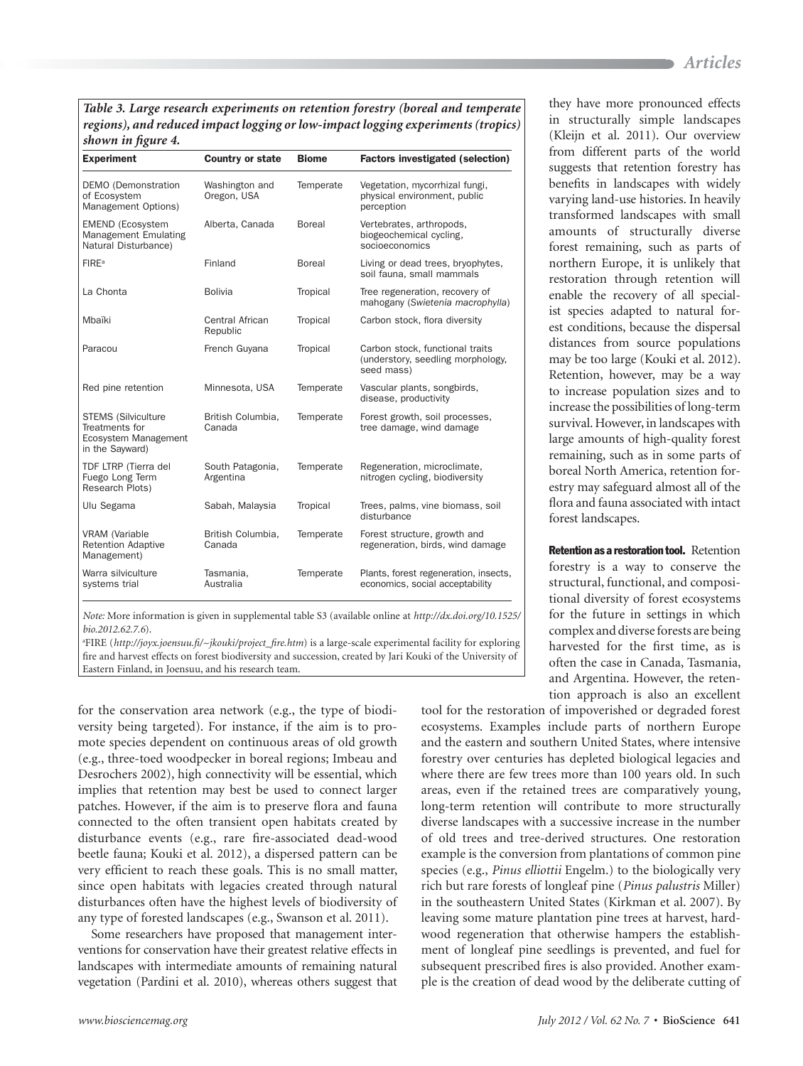*Table 3. Large research experiments on retention forestry (boreal and temperate regions), and reduced impact logging or low-impact logging experiments (tropics) shown in figure 4.*

| Experiment | Country or state | Biome | Factors investigated (selection) |
|---|---|---|---|
| DEMO (Demonstration of Ecosystem Management Options) | Washington and Oregon, USA | Temperate | Vegetation, mycorrhizal fungi, physical environment, public perception |
| EMEND (Ecosystem Management Emulating Natural Disturbance) | Alberta, Canada | Boreal | Vertebrates, arthropods, biogeochemical cycling, socioeconomics |
| FIRE[a] | Finland | Boreal | Living or dead trees, bryophytes, soil fauna, small mammals |
| La Chonta | Bolivia | Tropical | Tree regeneration, recovery of mahogany (*Swietenia macrophylla*) |
| Mbaïki | Central African Republic | Tropical | Carbon stock, flora diversity |
| Paracou | French Guyana | Tropical | Carbon stock, functional traits (understory, seedling morphology, seed mass) |
| Red pine retention | Minnesota, USA | Temperate | Vascular plants, songbirds, disease, productivity |
| STEMS (Silviculture Treatments for Ecosystem Management in the Sayward) | British Columbia, Canada | Temperate | Forest growth, soil processes, tree damage, wind damage |
| TDF LTRP (Tierra del Fuego Long Term Research Plots) | South Patagonia, Argentina | Temperate | Regeneration, microclimate, nitrogen cycling, biodiversity |
| Ulu Segama | Sabah, Malaysia | Tropical | Trees, palms, vine biomass, soil disturbance |
| VRAM (Variable Retention Adaptive Management) | British Columbia, Canada | Temperate | Forest structure, growth and regeneration, birds, wind damage |
| Warra silviculture systems trial | Tasmania, Australia | Temperate | Plants, forest regeneration, insects, economics, social acceptability |

*Note:* More information is given in supplemental table S3 (available online at *http://dx.doi.org/10.1525/bio.2012.62.7.6*).

[a]FIRE (*http://joyx.joensuu.fi/~jkouki/project_fire.htm*) is a large-scale experimental facility for exploring fire and harvest effects on forest biodiversity and succession, created by Jari Kouki of the University of Eastern Finland, in Joensuu, and his research team.

for the conservation area network (e.g., the type of biodiversity being targeted). For instance, if the aim is to promote species dependent on continuous areas of old growth (e.g., three-toed woodpecker in boreal regions; Imbeau and Desrochers 2002), high connectivity will be essential, which implies that retention may best be used to connect larger patches. However, if the aim is to preserve flora and fauna connected to the often transient open habitats created by disturbance events (e.g., rare fire-associated dead-wood beetle fauna; Kouki et al. 2012), a dispersed pattern can be very efficient to reach these goals. This is no small matter, since open habitats with legacies created through natural disturbances often have the highest levels of biodiversity of any type of forested landscapes (e.g., Swanson et al. 2011).

Some researchers have proposed that management interventions for conservation have their greatest relative effects in landscapes with intermediate amounts of remaining natural vegetation (Pardini et al. 2010), whereas others suggest that they have more pronounced effects in structurally simple landscapes (Kleijn et al. 2011). Our overview from different parts of the world suggests that retention forestry has benefits in landscapes with widely varying land-use histories. In heavily transformed landscapes with small amounts of structurally diverse forest remaining, such as parts of northern Europe, it is unlikely that restoration through retention will enable the recovery of all specialist species adapted to natural forest conditions, because the dispersal distances from source populations may be too large (Kouki et al. 2012). Retention, however, may be a way to increase population sizes and to increase the possibilities of long-term survival. However, in landscapes with large amounts of high-quality forest remaining, such as in some parts of boreal North America, retention forestry may safeguard almost all of the flora and fauna associated with intact forest landscapes.

**Retention as a restoration tool.** Retention forestry is a way to conserve the structural, functional, and compositional diversity of forest ecosystems for the future in settings in which complex and diverse forests are being harvested for the first time, as is often the case in Canada, Tasmania, and Argentina. However, the retention approach is also an excellent tool for the restoration of impoverished or degraded forest ecosystems. Examples include parts of northern Europe and the eastern and southern United States, where intensive forestry over centuries has depleted biological legacies and where there are few trees more than 100 years old. In such areas, even if the retained trees are comparatively young, long-term retention will contribute to more structurally diverse landscapes with a successive increase in the number of old trees and tree-derived structures. One restoration example is the conversion from plantations of common pine species (e.g., *Pinus elliottii* Engelm.) to the biologically very rich but rare forests of longleaf pine (*Pinus palustris* Miller) in the southeastern United States (Kirkman et al. 2007). By leaving some mature plantation pine trees at harvest, hardwood regeneration that otherwise hampers the establishment of longleaf pine seedlings is prevented, and fuel for subsequent prescribed fires is also provided. Another example is the creation of dead wood by the deliberate cutting of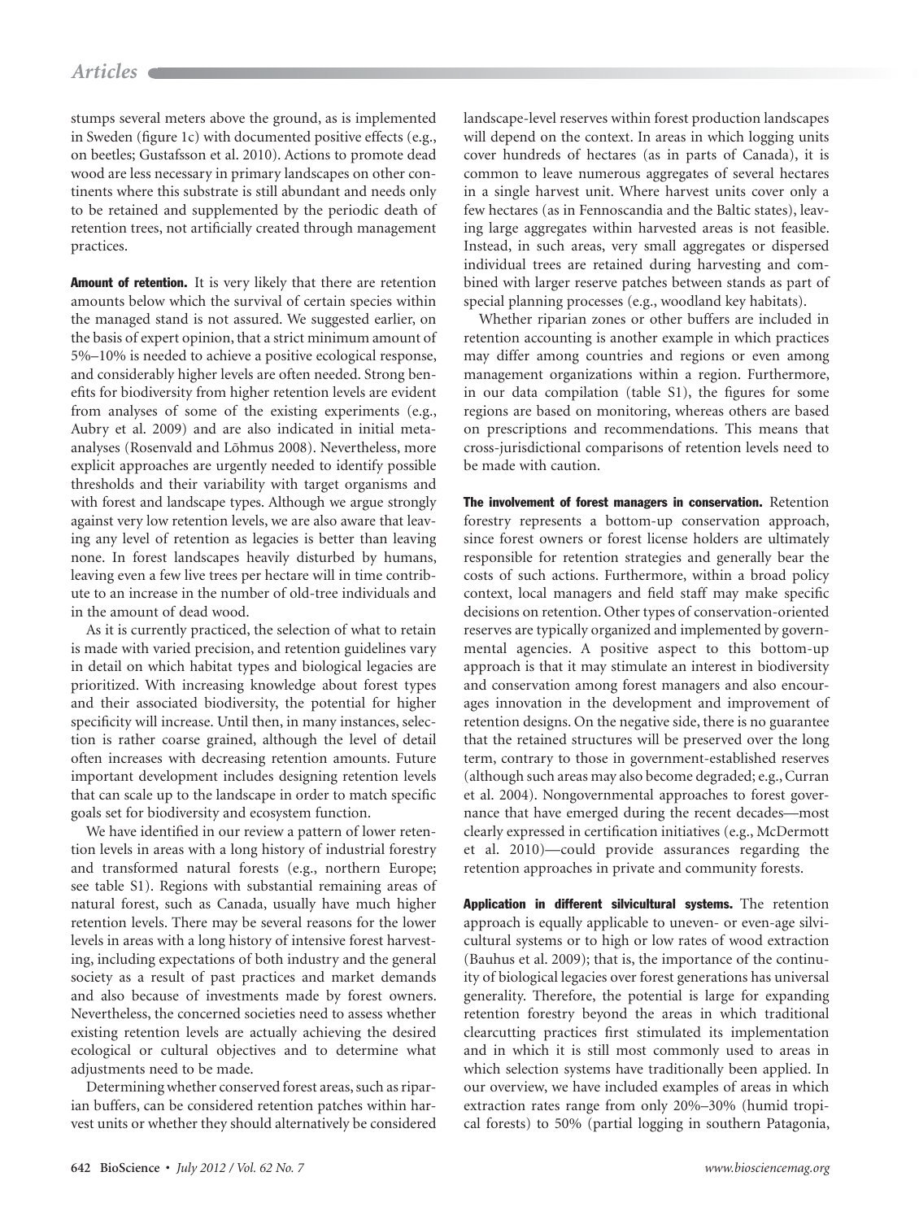stumps several meters above the ground, as is implemented in Sweden (figure 1c) with documented positive effects (e.g., on beetles; Gustafsson et al. 2010). Actions to promote dead wood are less necessary in primary landscapes on other continents where this substrate is still abundant and needs only to be retained and supplemented by the periodic death of retention trees, not artificially created through management practices.

**Amount of retention.** It is very likely that there are retention amounts below which the survival of certain species within the managed stand is not assured. We suggested earlier, on the basis of expert opinion, that a strict minimum amount of 5%–10% is needed to achieve a positive ecological response, and considerably higher levels are often needed. Strong benefits for biodiversity from higher retention levels are evident from analyses of some of the existing experiments (e.g., Aubry et al. 2009) and are also indicated in initial meta-analyses (Rosenvald and Lõhmus 2008). Nevertheless, more explicit approaches are urgently needed to identify possible thresholds and their variability with target organisms and with forest and landscape types. Although we argue strongly against very low retention levels, we are also aware that leaving any level of retention as legacies is better than leaving none. In forest landscapes heavily disturbed by humans, leaving even a few live trees per hectare will in time contribute to an increase in the number of old-tree individuals and in the amount of dead wood.

As it is currently practiced, the selection of what to retain is made with varied precision, and retention guidelines vary in detail on which habitat types and biological legacies are prioritized. With increasing knowledge about forest types and their associated biodiversity, the potential for higher specificity will increase. Until then, in many instances, selection is rather coarse grained, although the level of detail often increases with decreasing retention amounts. Future important development includes designing retention levels that can scale up to the landscape in order to match specific goals set for biodiversity and ecosystem function.

We have identified in our review a pattern of lower retention levels in areas with a long history of industrial forestry and transformed natural forests (e.g., northern Europe; see table S1). Regions with substantial remaining areas of natural forest, such as Canada, usually have much higher retention levels. There may be several reasons for the lower levels in areas with a long history of intensive forest harvesting, including expectations of both industry and the general society as a result of past practices and market demands and also because of investments made by forest owners. Nevertheless, the concerned societies need to assess whether existing retention levels are actually achieving the desired ecological or cultural objectives and to determine what adjustments need to be made.

Determining whether conserved forest areas, such as riparian buffers, can be considered retention patches within harvest units or whether they should alternatively be considered landscape-level reserves within forest production landscapes will depend on the context. In areas in which logging units cover hundreds of hectares (as in parts of Canada), it is common to leave numerous aggregates of several hectares in a single harvest unit. Where harvest units cover only a few hectares (as in Fennoscandia and the Baltic states), leaving large aggregates within harvested areas is not feasible. Instead, in such areas, very small aggregates or dispersed individual trees are retained during harvesting and combined with larger reserve patches between stands as part of special planning processes (e.g., woodland key habitats).

Whether riparian zones or other buffers are included in retention accounting is another example in which practices may differ among countries and regions or even among management organizations within a region. Furthermore, in our data compilation (table S1), the figures for some regions are based on monitoring, whereas others are based on prescriptions and recommendations. This means that cross-jurisdictional comparisons of retention levels need to be made with caution.

**The involvement of forest managers in conservation.** Retention forestry represents a bottom-up conservation approach, since forest owners or forest license holders are ultimately responsible for retention strategies and generally bear the costs of such actions. Furthermore, within a broad policy context, local managers and field staff may make specific decisions on retention. Other types of conservation-oriented reserves are typically organized and implemented by governmental agencies. A positive aspect to this bottom-up approach is that it may stimulate an interest in biodiversity and conservation among forest managers and also encourages innovation in the development and improvement of retention designs. On the negative side, there is no guarantee that the retained structures will be preserved over the long term, contrary to those in government-established reserves (although such areas may also become degraded; e.g., Curran et al. 2004). Nongovernmental approaches to forest governance that have emerged during the recent decades—most clearly expressed in certification initiatives (e.g., McDermott et al. 2010)—could provide assurances regarding the retention approaches in private and community forests.

**Application in different silvicultural systems.** The retention approach is equally applicable to uneven- or even-age silvicultural systems or to high or low rates of wood extraction (Bauhus et al. 2009); that is, the importance of the continuity of biological legacies over forest generations has universal generality. Therefore, the potential is large for expanding retention forestry beyond the areas in which traditional clearcutting practices first stimulated its implementation and in which it is still most commonly used to areas in which selection systems have traditionally been applied. In our overview, we have included examples of areas in which extraction rates range from only 20%–30% (humid tropical forests) to 50% (partial logging in southern Patagonia,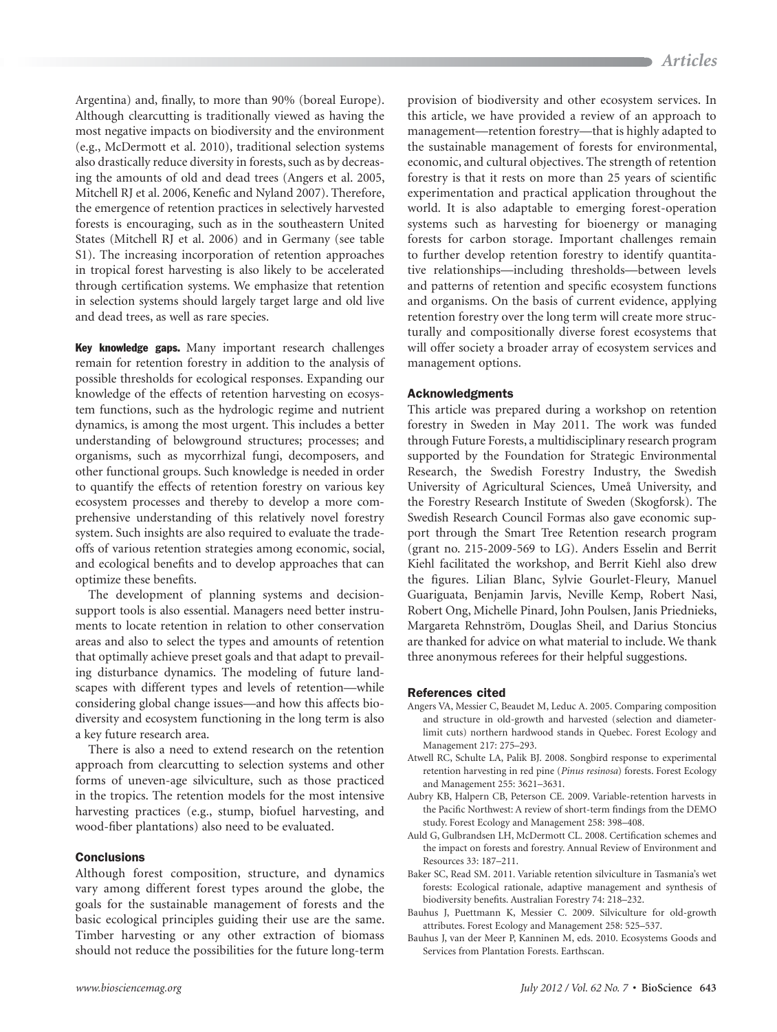Argentina) and, finally, to more than 90% (boreal Europe). Although clearcutting is traditionally viewed as having the most negative impacts on biodiversity and the environment (e.g., McDermott et al. 2010), traditional selection systems also drastically reduce diversity in forests, such as by decreasing the amounts of old and dead trees (Angers et al. 2005, Mitchell RJ et al. 2006, Kenefic and Nyland 2007). Therefore, the emergence of retention practices in selectively harvested forests is encouraging, such as in the southeastern United States (Mitchell RJ et al. 2006) and in Germany (see table S1). The increasing incorporation of retention approaches in tropical forest harvesting is also likely to be accelerated through certification systems. We emphasize that retention in selection systems should largely target large and old live and dead trees, as well as rare species.

**Key knowledge gaps.** Many important research challenges remain for retention forestry in addition to the analysis of possible thresholds for ecological responses. Expanding our knowledge of the effects of retention harvesting on ecosystem functions, such as the hydrologic regime and nutrient dynamics, is among the most urgent. This includes a better understanding of belowground structures; processes; and organisms, such as mycorrhizal fungi, decomposers, and other functional groups. Such knowledge is needed in order to quantify the effects of retention forestry on various key ecosystem processes and thereby to develop a more comprehensive understanding of this relatively novel forestry system. Such insights are also required to evaluate the trade-offs of various retention strategies among economic, social, and ecological benefits and to develop approaches that can optimize these benefits.

The development of planning systems and decision-support tools is also essential. Managers need better instruments to locate retention in relation to other conservation areas and also to select the types and amounts of retention that optimally achieve preset goals and that adapt to prevailing disturbance dynamics. The modeling of future landscapes with different types and levels of retention—while considering global change issues—and how this affects biodiversity and ecosystem functioning in the long term is also a key future research area.

There is also a need to extend research on the retention approach from clearcutting to selection systems and other forms of uneven-age silviculture, such as those practiced in the tropics. The retention models for the most intensive harvesting practices (e.g., stump, biofuel harvesting, and wood-fiber plantations) also need to be evaluated.

## Conclusions

Although forest composition, structure, and dynamics vary among different forest types around the globe, the goals for the sustainable management of forests and the basic ecological principles guiding their use are the same. Timber harvesting or any other extraction of biomass should not reduce the possibilities for the future long-term provision of biodiversity and other ecosystem services. In this article, we have provided a review of an approach to management—retention forestry—that is highly adapted to the sustainable management of forests for environmental, economic, and cultural objectives. The strength of retention forestry is that it rests on more than 25 years of scientific experimentation and practical application throughout the world. It is also adaptable to emerging forest-operation systems such as harvesting for bioenergy or managing forests for carbon storage. Important challenges remain to further develop retention forestry to identify quantitative relationships—including thresholds—between levels and patterns of retention and specific ecosystem functions and organisms. On the basis of current evidence, applying retention forestry over the long term will create more structurally and compositionally diverse forest ecosystems that will offer society a broader array of ecosystem services and management options.

## Acknowledgments

This article was prepared during a workshop on retention forestry in Sweden in May 2011. The work was funded through Future Forests, a multidisciplinary research program supported by the Foundation for Strategic Environmental Research, the Swedish Forestry Industry, the Swedish University of Agricultural Sciences, Umeå University, and the Forestry Research Institute of Sweden (Skogforsk). The Swedish Research Council Formas also gave economic support through the Smart Tree Retention research program (grant no. 215-2009-569 to LG). Anders Esselin and Berrit Kiehl facilitated the workshop, and Berrit Kiehl also drew the figures. Lilian Blanc, Sylvie Gourlet-Fleury, Manuel Guariguata, Benjamin Jarvis, Neville Kemp, Robert Nasi, Robert Ong, Michelle Pinard, John Poulsen, Janis Priednieks, Margareta Rehnström, Douglas Sheil, and Darius Stoncius are thanked for advice on what material to include. We thank three anonymous referees for their helpful suggestions.

## References cited

Angers VA, Messier C, Beaudet M, Leduc A. 2005. Comparing composition and structure in old-growth and harvested (selection and diameter-limit cuts) northern hardwood stands in Quebec. Forest Ecology and Management 217: 275–293.

Atwell RC, Schulte LA, Palik BJ. 2008. Songbird response to experimental retention harvesting in red pine (*Pinus resinosa*) forests. Forest Ecology and Management 255: 3621–3631.

Aubry KB, Halpern CB, Peterson CE. 2009. Variable-retention harvests in the Pacific Northwest: A review of short-term findings from the DEMO study. Forest Ecology and Management 258: 398–408.

Auld G, Gulbrandsen LH, McDermott CL. 2008. Certification schemes and the impact on forests and forestry. Annual Review of Environment and Resources 33: 187–211.

Baker SC, Read SM. 2011. Variable retention silviculture in Tasmania's wet forests: Ecological rationale, adaptive management and synthesis of biodiversity benefits. Australian Forestry 74: 218–232.

Bauhus J, Puettmann K, Messier C. 2009. Silviculture for old-growth attributes. Forest Ecology and Management 258: 525–537.

Bauhus J, van der Meer P, Kanninen M, eds. 2010. Ecosystems Goods and Services from Plantation Forests. Earthscan.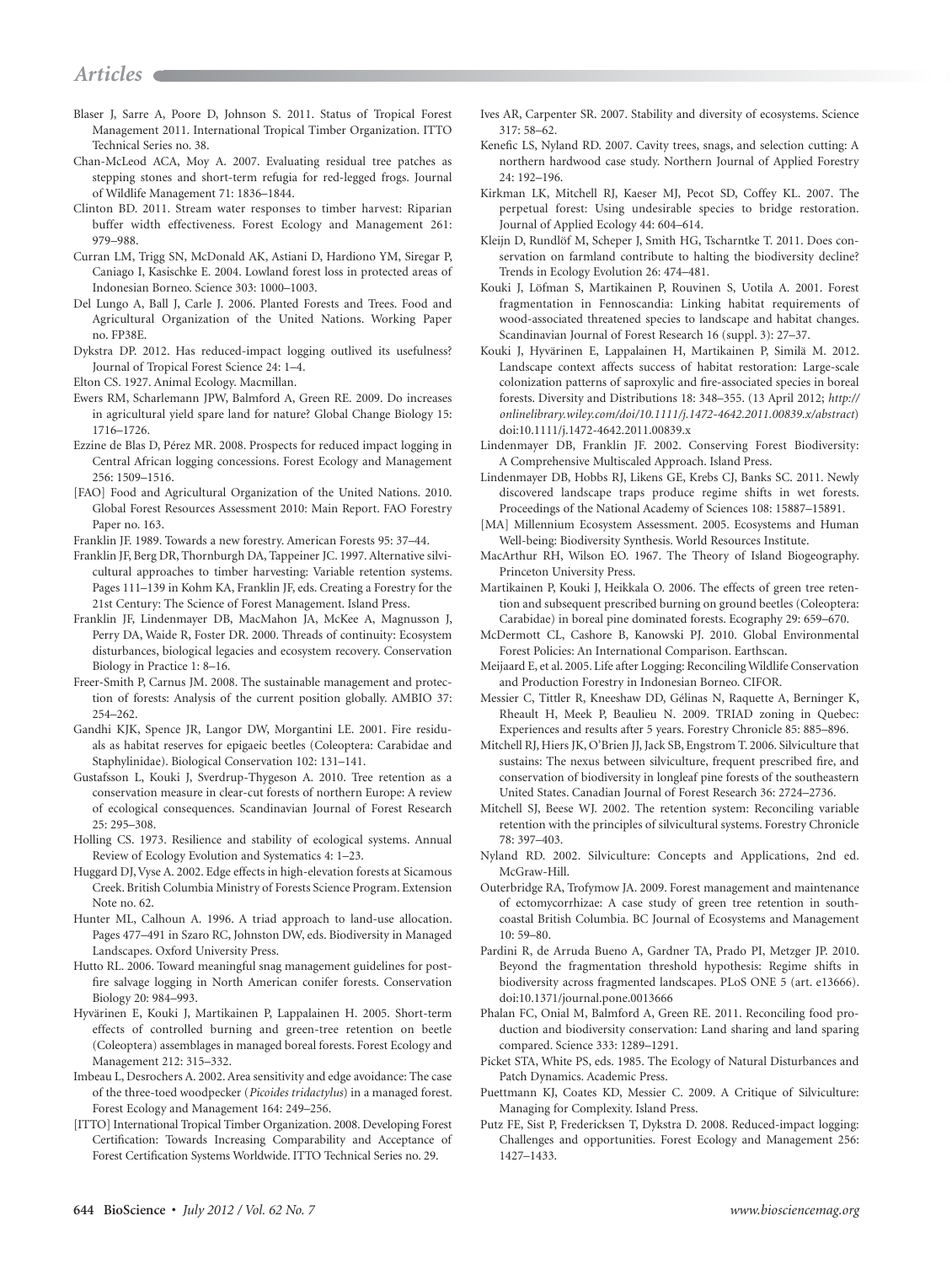Blaser J, Sarre A, Poore D, Johnson S. 2011. Status of Tropical Forest Management 2011. International Tropical Timber Organization. ITTO Technical Series no. 38.

Chan-McLeod ACA, Moy A. 2007. Evaluating residual tree patches as stepping stones and short-term refugia for red-legged frogs. Journal of Wildlife Management 71: 1836–1844.

Clinton BD. 2011. Stream water responses to timber harvest: Riparian buffer width effectiveness. Forest Ecology and Management 261: 979–988.

Curran LM, Trigg SN, McDonald AK, Astiani D, Hardiono YM, Siregar P, Caniago I, Kasischke E. 2004. Lowland forest loss in protected areas of Indonesian Borneo. Science 303: 1000–1003.

Del Lungo A, Ball J, Carle J. 2006. Planted Forests and Trees. Food and Agricultural Organization of the United Nations. Working Paper no. FP38E.

Dykstra DP. 2012. Has reduced-impact logging outlived its usefulness? Journal of Tropical Forest Science 24: 1–4.

Elton CS. 1927. Animal Ecology. Macmillan.

Ewers RM, Scharlemann JPW, Balmford A, Green RE. 2009. Do increases in agricultural yield spare land for nature? Global Change Biology 15: 1716–1726.

Ezzine de Blas D, Pérez MR. 2008. Prospects for reduced impact logging in Central African logging concessions. Forest Ecology and Management 256: 1509–1516.

[FAO] Food and Agricultural Organization of the United Nations. 2010. Global Forest Resources Assessment 2010: Main Report. FAO Forestry Paper no. 163.

Franklin JF. 1989. Towards a new forestry. American Forests 95: 37–44.

Franklin JF, Berg DR, Thornburgh DA, Tappeiner JC. 1997. Alternative silvicultural approaches to timber harvesting: Variable retention systems. Pages 111–139 in Kohm KA, Franklin JF, eds. Creating a Forestry for the 21st Century: The Science of Forest Management. Island Press.

Franklin JF, Lindenmayer DB, MacMahon JA, McKee A, Magnusson J, Perry DA, Waide R, Foster DR. 2000. Threads of continuity: Ecosystem disturbances, biological legacies and ecosystem recovery. Conservation Biology in Practice 1: 8–16.

Freer-Smith P, Carnus JM. 2008. The sustainable management and protection of forests: Analysis of the current position globally. AMBIO 37: 254–262.

Gandhi KJK, Spence JR, Langor DW, Morgantini LE. 2001. Fire residuals as habitat reserves for epigaeic beetles (Coleoptera: Carabidae and Staphylinidae). Biological Conservation 102: 131–141.

Gustafsson L, Kouki J, Sverdrup-Thygeson A. 2010. Tree retention as a conservation measure in clear-cut forests of northern Europe: A review of ecological consequences. Scandinavian Journal of Forest Research 25: 295–308.

Holling CS. 1973. Resilience and stability of ecological systems. Annual Review of Ecology Evolution and Systematics 4: 1–23.

Huggard DJ, Vyse A. 2002. Edge effects in high-elevation forests at Sicamous Creek. British Columbia Ministry of Forests Science Program. Extension Note no. 62.

Hunter ML, Calhoun A. 1996. A triad approach to land-use allocation. Pages 477–491 in Szaro RC, Johnston DW, eds. Biodiversity in Managed Landscapes. Oxford University Press.

Hutto RL. 2006. Toward meaningful snag management guidelines for postfire salvage logging in North American conifer forests. Conservation Biology 20: 984–993.

Hyvärinen E, Kouki J, Martikainen P, Lappalainen H. 2005. Short-term effects of controlled burning and green-tree retention on beetle (Coleoptera) assemblages in managed boreal forests. Forest Ecology and Management 212: 315–332.

Imbeau L, Desrochers A. 2002. Area sensitivity and edge avoidance: The case of the three-toed woodpecker (*Picoides tridactylus*) in a managed forest. Forest Ecology and Management 164: 249–256.

[ITTO] International Tropical Timber Organization. 2008. Developing Forest Certification: Towards Increasing Comparability and Acceptance of Forest Certification Systems Worldwide. ITTO Technical Series no. 29.

Ives AR, Carpenter SR. 2007. Stability and diversity of ecosystems. Science 317: 58–62.

Kenefic LS, Nyland RD. 2007. Cavity trees, snags, and selection cutting: A northern hardwood case study. Northern Journal of Applied Forestry 24: 192–196.

Kirkman LK, Mitchell RJ, Kaeser MJ, Pecot SD, Coffey KL. 2007. The perpetual forest: Using undesirable species to bridge restoration. Journal of Applied Ecology 44: 604–614.

Kleijn D, Rundlöf M, Scheper J, Smith HG, Tscharntke T. 2011. Does conservation on farmland contribute to halting the biodiversity decline? Trends in Ecology Evolution 26: 474–481.

Kouki J, Löfman S, Martikainen P, Rouvinen S, Uotila A. 2001. Forest fragmentation in Fennoscandia: Linking habitat requirements of wood-associated threatened species to landscape and habitat changes. Scandinavian Journal of Forest Research 16 (suppl. 3): 27–37.

Kouki J, Hyvärinen E, Lappalainen H, Martikainen P, Similä M. 2012. Landscape context affects success of habitat restoration: Large-scale colonization patterns of saproxylic and fire-associated species in boreal forests. Diversity and Distributions 18: 348–355. (13 April 2012; *http://onlinelibrary.wiley.com/doi/10.1111/j.1472-4642.2011.00839.x/abstract*) doi:10.1111/j.1472-4642.2011.00839.x

Lindenmayer DB, Franklin JF. 2002. Conserving Forest Biodiversity: A Comprehensive Multiscaled Approach. Island Press.

Lindenmayer DB, Hobbs RJ, Likens GE, Krebs CJ, Banks SC. 2011. Newly discovered landscape traps produce regime shifts in wet forests. Proceedings of the National Academy of Sciences 108: 15887–15891.

[MA] Millennium Ecosystem Assessment. 2005. Ecosystems and Human Well-being: Biodiversity Synthesis. World Resources Institute.

MacArthur RH, Wilson EO. 1967. The Theory of Island Biogeography. Princeton University Press.

Martikainen P, Kouki J, Heikkala O. 2006. The effects of green tree retention and subsequent prescribed burning on ground beetles (Coleoptera: Carabidae) in boreal pine dominated forests. Ecography 29: 659–670.

McDermott CL, Cashore B, Kanowski PJ. 2010. Global Environmental Forest Policies: An International Comparison. Earthscan.

Meijaard E, et al. 2005. Life after Logging: Reconciling Wildlife Conservation and Production Forestry in Indonesian Borneo. CIFOR.

Messier C, Tittler R, Kneeshaw DD, Gélinas N, Raquette A, Berninger K, Rheault H, Meek P, Beaulieu N. 2009. TRIAD zoning in Quebec: Experiences and results after 5 years. Forestry Chronicle 85: 885–896.

Mitchell RJ, Hiers JK, O'Brien JJ, Jack SB, Engstrom T. 2006. Silviculture that sustains: The nexus between silviculture, frequent prescribed fire, and conservation of biodiversity in longleaf pine forests of the southeastern United States. Canadian Journal of Forest Research 36: 2724–2736.

Mitchell SJ, Beese WJ. 2002. The retention system: Reconciling variable retention with the principles of silvicultural systems. Forestry Chronicle 78: 397–403.

Nyland RD. 2002. Silviculture: Concepts and Applications, 2nd ed. McGraw-Hill.

Outerbridge RA, Trofymow JA. 2009. Forest management and maintenance of ectomycorrhizae: A case study of green tree retention in south-coastal British Columbia. BC Journal of Ecosystems and Management 10: 59–80.

Pardini R, de Arruda Bueno A, Gardner TA, Prado PI, Metzger JP. 2010. Beyond the fragmentation threshold hypothesis: Regime shifts in biodiversity across fragmented landscapes. PLoS ONE 5 (art. e13666). doi:10.1371/journal.pone.0013666

Phalan FC, Onial M, Balmford A, Green RE. 2011. Reconciling food production and biodiversity conservation: Land sharing and land sparing compared. Science 333: 1289–1291.

Picket STA, White PS, eds. 1985. The Ecology of Natural Disturbances and Patch Dynamics. Academic Press.

Puettmann KJ, Coates KD, Messier C. 2009. A Critique of Silviculture: Managing for Complexity. Island Press.

Putz FE, Sist P, Fredericksen T, Dykstra D. 2008. Reduced-impact logging: Challenges and opportunities. Forest Ecology and Management 256: 1427–1433.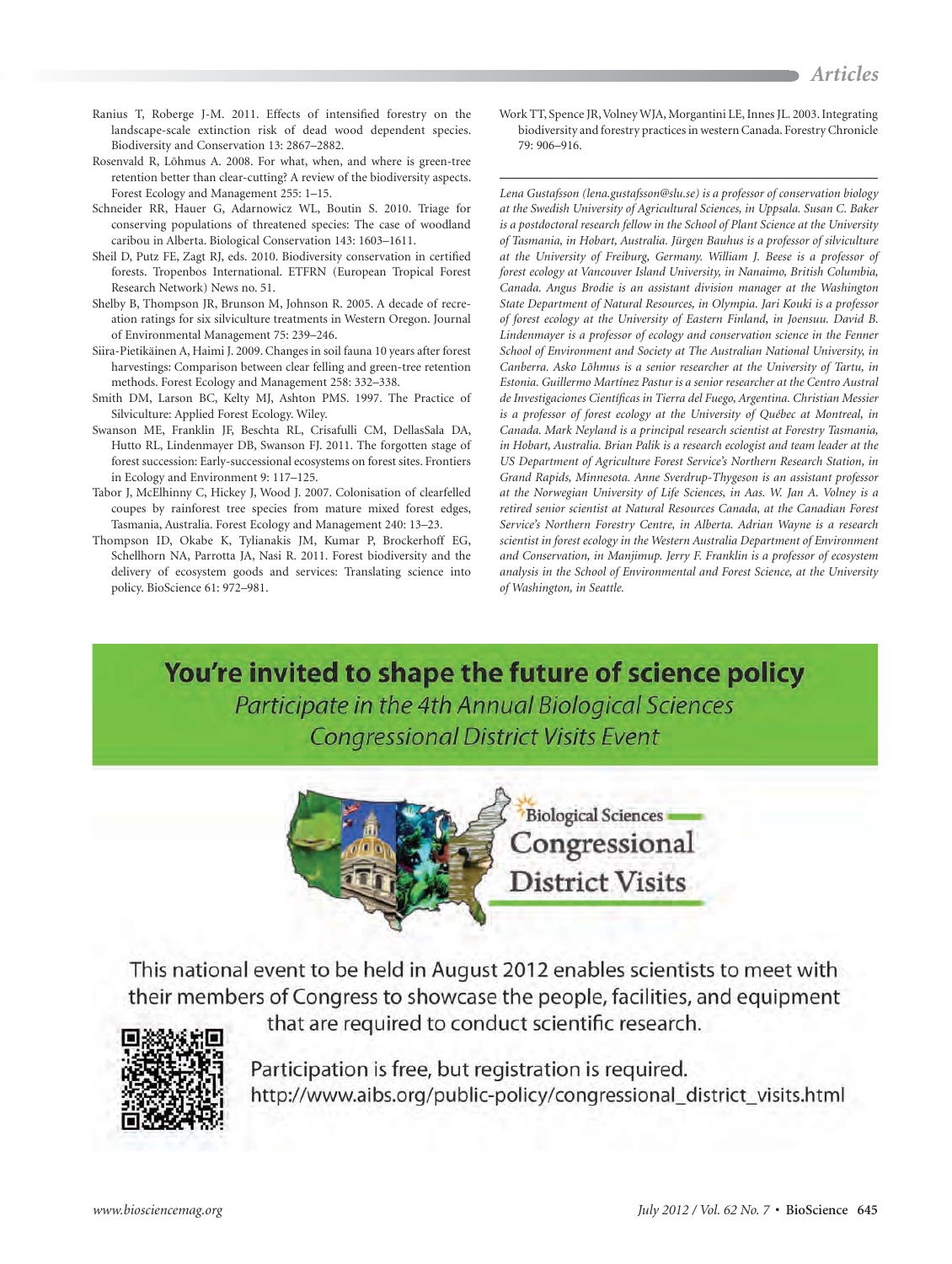Ranius T, Roberge J-M. 2011. Effects of intensified forestry on the landscape-scale extinction risk of dead wood dependent species. Biodiversity and Conservation 13: 2867–2882.

Rosenvald R, Lõhmus A. 2008. For what, when, and where is green-tree retention better than clear-cutting? A review of the biodiversity aspects. Forest Ecology and Management 255: 1–15.

Schneider RR, Hauer G, Adarnowicz WL, Boutin S. 2010. Triage for conserving populations of threatened species: The case of woodland caribou in Alberta. Biological Conservation 143: 1603–1611.

Sheil D, Putz FE, Zagt RJ, eds. 2010. Biodiversity conservation in certified forests. Tropenbos International. ETFRN (European Tropical Forest Research Network) News no. 51.

Shelby B, Thompson JR, Brunson M, Johnson R. 2005. A decade of recreation ratings for six silviculture treatments in Western Oregon. Journal of Environmental Management 75: 239–246.

Siira-Pietikäinen A, Haimi J. 2009. Changes in soil fauna 10 years after forest harvestings: Comparison between clear felling and green-tree retention methods. Forest Ecology and Management 258: 332–338.

Smith DM, Larson BC, Kelty MJ, Ashton PMS. 1997. The Practice of Silviculture: Applied Forest Ecology. Wiley.

Swanson ME, Franklin JF, Beschta RL, Crisafulli CM, DellasSala DA, Hutto RL, Lindenmayer DB, Swanson FJ. 2011. The forgotten stage of forest succession: Early-successional ecosystems on forest sites. Frontiers in Ecology and Environment 9: 117–125.

Tabor J, McElhinny C, Hickey J, Wood J. 2007. Colonisation of clearfelled coupes by rainforest tree species from mature mixed forest edges, Tasmania, Australia. Forest Ecology and Management 240: 13–23.

Thompson ID, Okabe K, Tylianakis JM, Kumar P, Brockerhoff EG, Schellhorn NA, Parrotta JA, Nasi R. 2011. Forest biodiversity and the delivery of ecosystem goods and services: Translating science into policy. BioScience 61: 972–981.

Work TT, Spence JR, Volney WJA, Morgantini LE, Innes JL. 2003. Integrating biodiversity and forestry practices in western Canada. Forestry Chronicle 79: 906–916.

---

*Lena Gustafsson (lena.gustafsson@slu.se) is a professor of conservation biology at the Swedish University of Agricultural Sciences, in Uppsala. Susan C. Baker is a postdoctoral research fellow in the School of Plant Science at the University of Tasmania, in Hobart, Australia. Jürgen Bauhus is a professor of silviculture at the University of Freiburg, Germany. William J. Beese is a professor of forest ecology at Vancouver Island University, in Nanaimo, British Columbia, Canada. Angus Brodie is an assistant division manager at the Washington State Department of Natural Resources, in Olympia. Jari Kouki is a professor of forest ecology at the University of Eastern Finland, in Joensuu. David B. Lindenmayer is a professor of ecology and conservation science in the Fenner School of Environment and Society at The Australian National University, in Canberra. Asko Lõhmus is a senior researcher at the University of Tartu, in Estonia. Guillermo Martínez Pastur is a senior researcher at the Centro Austral de Investigaciones Científicas in Tierra del Fuego, Argentina. Christian Messier is a professor of forest ecology at the University of Québec at Montreal, in Canada. Mark Neyland is a principal research scientist at Forestry Tasmania, in Hobart, Australia. Brian Palik is a research ecologist and team leader at the US Department of Agriculture Forest Service's Northern Research Station, in Grand Rapids, Minnesota. Anne Sverdrup-Thygeson is an assistant professor at the Norwegian University of Life Sciences, in Aas. W. Jan A. Volney is a retired senior scientist at Natural Resources Canada, at the Canadian Forest Service's Northern Forestry Centre, in Alberta. Adrian Wayne is a research scientist in forest ecology in the Western Australia Department of Environment and Conservation, in Manjimup. Jerry F. Franklin is a professor of ecosystem analysis in the School of Environmental and Forest Science, at the University of Washington, in Seattle.*

**You're invited to shape the future of science policy**

*Participate in the 4th Annual Biological Sciences Congressional District Visits Event*

Biological Sciences Congressional District Visits

This national event to be held in August 2012 enables scientists to meet with their members of Congress to showcase the people, facilities, and equipment that are required to conduct scientific research.

Participation is free, but registration is required.
http://www.aibs.org/public-policy/congressional_district_visits.html